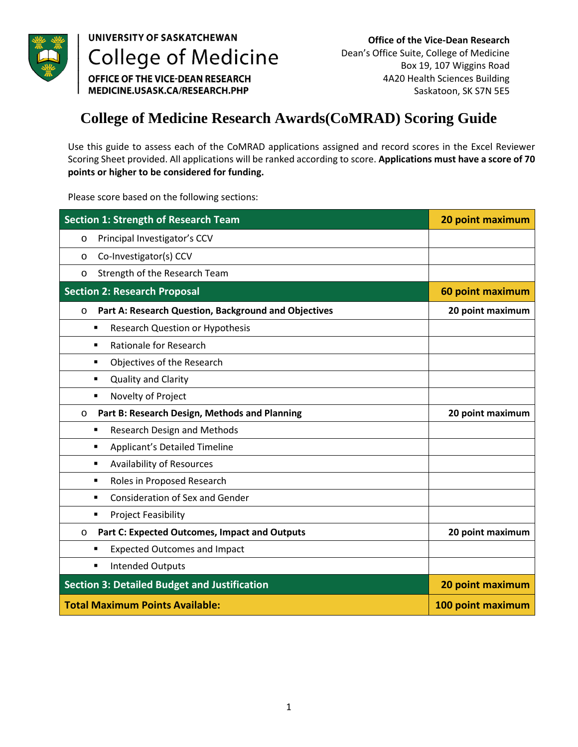**UNIVERSITY OF SASKATCHEWAN**
**College of Medicine**
**OFFICE OF THE VICE-DEAN RESEARCH**
**MEDICINE.USASK.CA/RESEARCH.PHP**

**Office of the Vice-Dean Research**
Dean's Office Suite, College of Medicine
Box 19, 107 Wiggins Road
4A20 Health Sciences Building
Saskatoon, SK S7N 5E5

# College of Medicine Research Awards(CoMRAD) Scoring Guide

Use this guide to assess each of the CoMRAD applications assigned and record scores in the Excel Reviewer Scoring Sheet provided. All applications will be ranked according to score. **Applications must have a score of 70 points or higher to be considered for funding.**

Please score based on the following sections:

| Section | Points |
|---|---|
| **Section 1: Strength of Research Team** | **20 point maximum** |
| o Principal Investigator's CCV | |
| o Co-Investigator(s) CCV | |
| o Strength of the Research Team | |
| **Section 2: Research Proposal** | **60 point maximum** |
| o **Part A: Research Question, Background and Objectives** | **20 point maximum** |
| ▪ Research Question or Hypothesis | |
| ▪ Rationale for Research | |
| ▪ Objectives of the Research | |
| ▪ Quality and Clarity | |
| ▪ Novelty of Project | |
| o **Part B: Research Design, Methods and Planning** | **20 point maximum** |
| ▪ Research Design and Methods | |
| ▪ Applicant's Detailed Timeline | |
| ▪ Availability of Resources | |
| ▪ Roles in Proposed Research | |
| ▪ Consideration of Sex and Gender | |
| ▪ Project Feasibility | |
| o **Part C: Expected Outcomes, Impact and Outputs** | **20 point maximum** |
| ▪ Expected Outcomes and Impact | |
| ▪ Intended Outputs | |
| **Section 3: Detailed Budget and Justification** | **20 point maximum** |
| **Total Maximum Points Available:** | **100 point maximum** |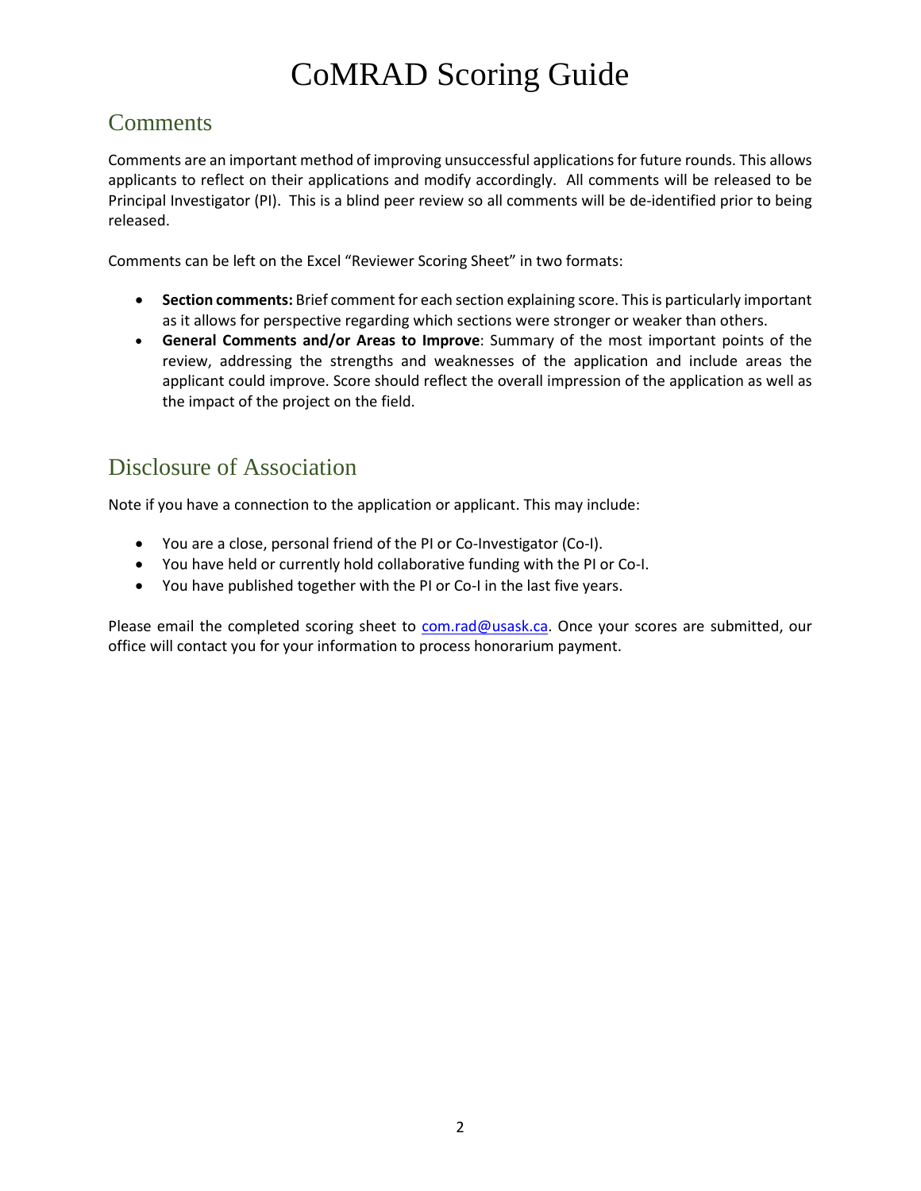# CoMRAD Scoring Guide

## Comments

Comments are an important method of improving unsuccessful applications for future rounds. This allows applicants to reflect on their applications and modify accordingly. All comments will be released to be Principal Investigator (PI). This is a blind peer review so all comments will be de-identified prior to being released.

Comments can be left on the Excel "Reviewer Scoring Sheet" in two formats:

- **Section comments:** Brief comment for each section explaining score. This is particularly important as it allows for perspective regarding which sections were stronger or weaker than others.
- **General Comments and/or Areas to Improve**: Summary of the most important points of the review, addressing the strengths and weaknesses of the application and include areas the applicant could improve. Score should reflect the overall impression of the application as well as the impact of the project on the field.

## Disclosure of Association

Note if you have a connection to the application or applicant. This may include:

- You are a close, personal friend of the PI or Co-Investigator (Co-I).
- You have held or currently hold collaborative funding with the PI or Co-I.
- You have published together with the PI or Co-I in the last five years.

Please email the completed scoring sheet to com.rad@usask.ca. Once your scores are submitted, our office will contact you for your information to process honorarium payment.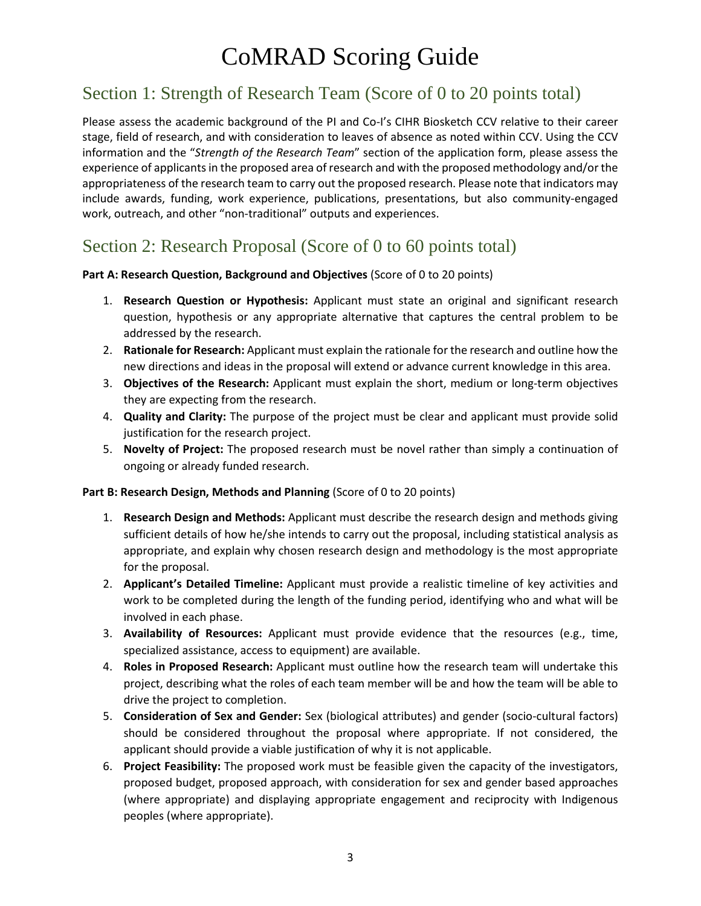# CoMRAD Scoring Guide

## Section 1: Strength of Research Team (Score of 0 to 20 points total)

Please assess the academic background of the PI and Co-I's CIHR Biosketch CCV relative to their career stage, field of research, and with consideration to leaves of absence as noted within CCV. Using the CCV information and the "*Strength of the Research Team*" section of the application form, please assess the experience of applicants in the proposed area of research and with the proposed methodology and/or the appropriateness of the research team to carry out the proposed research. Please note that indicators may include awards, funding, work experience, publications, presentations, but also community-engaged work, outreach, and other "non-traditional" outputs and experiences.

## Section 2: Research Proposal (Score of 0 to 60 points total)

**Part A: Research Question, Background and Objectives** (Score of 0 to 20 points)

1. **Research Question or Hypothesis:** Applicant must state an original and significant research question, hypothesis or any appropriate alternative that captures the central problem to be addressed by the research.
2. **Rationale for Research:** Applicant must explain the rationale for the research and outline how the new directions and ideas in the proposal will extend or advance current knowledge in this area.
3. **Objectives of the Research:** Applicant must explain the short, medium or long-term objectives they are expecting from the research.
4. **Quality and Clarity:** The purpose of the project must be clear and applicant must provide solid justification for the research project.
5. **Novelty of Project:** The proposed research must be novel rather than simply a continuation of ongoing or already funded research.

**Part B: Research Design, Methods and Planning** (Score of 0 to 20 points)

1. **Research Design and Methods:** Applicant must describe the research design and methods giving sufficient details of how he/she intends to carry out the proposal, including statistical analysis as appropriate, and explain why chosen research design and methodology is the most appropriate for the proposal.
2. **Applicant's Detailed Timeline:** Applicant must provide a realistic timeline of key activities and work to be completed during the length of the funding period, identifying who and what will be involved in each phase.
3. **Availability of Resources:** Applicant must provide evidence that the resources (e.g., time, specialized assistance, access to equipment) are available.
4. **Roles in Proposed Research:** Applicant must outline how the research team will undertake this project, describing what the roles of each team member will be and how the team will be able to drive the project to completion.
5. **Consideration of Sex and Gender:** Sex (biological attributes) and gender (socio-cultural factors) should be considered throughout the proposal where appropriate. If not considered, the applicant should provide a viable justification of why it is not applicable.
6. **Project Feasibility:** The proposed work must be feasible given the capacity of the investigators, proposed budget, proposed approach, with consideration for sex and gender based approaches (where appropriate) and displaying appropriate engagement and reciprocity with Indigenous peoples (where appropriate).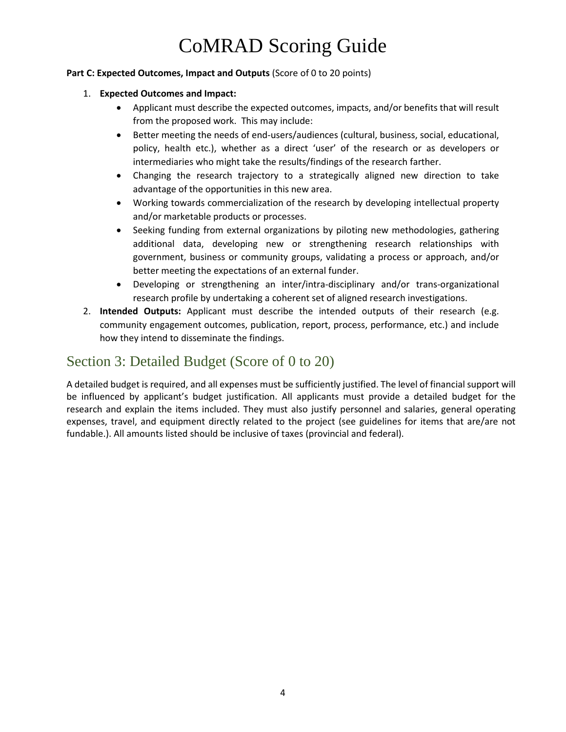# CoMRAD Scoring Guide

**Part C: Expected Outcomes, Impact and Outputs** (Score of 0 to 20 points)

1. **Expected Outcomes and Impact:**
    - Applicant must describe the expected outcomes, impacts, and/or benefits that will result from the proposed work. This may include:
    - Better meeting the needs of end-users/audiences (cultural, business, social, educational, policy, health etc.), whether as a direct 'user' of the research or as developers or intermediaries who might take the results/findings of the research farther.
    - Changing the research trajectory to a strategically aligned new direction to take advantage of the opportunities in this new area.
    - Working towards commercialization of the research by developing intellectual property and/or marketable products or processes.
    - Seeking funding from external organizations by piloting new methodologies, gathering additional data, developing new or strengthening research relationships with government, business or community groups, validating a process or approach, and/or better meeting the expectations of an external funder.
    - Developing or strengthening an inter/intra-disciplinary and/or trans-organizational research profile by undertaking a coherent set of aligned research investigations.
2. **Intended Outputs:** Applicant must describe the intended outputs of their research (e.g. community engagement outcomes, publication, report, process, performance, etc.) and include how they intend to disseminate the findings.

## Section 3: Detailed Budget (Score of 0 to 20)

A detailed budget is required, and all expenses must be sufficiently justified. The level of financial support will be influenced by applicant's budget justification. All applicants must provide a detailed budget for the research and explain the items included. They must also justify personnel and salaries, general operating expenses, travel, and equipment directly related to the project (see guidelines for items that are/are not fundable.). All amounts listed should be inclusive of taxes (provincial and federal).